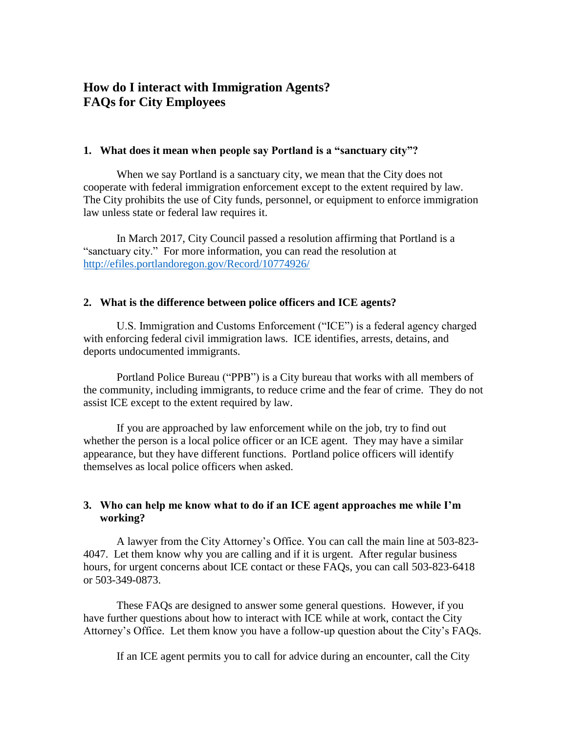# How do I interact with Immigration Agents?
# FAQs for City Employees

## 1. What does it mean when people say Portland is a "sanctuary city"?

When we say Portland is a sanctuary city, we mean that the City does not cooperate with federal immigration enforcement except to the extent required by law. The City prohibits the use of City funds, personnel, or equipment to enforce immigration law unless state or federal law requires it.

In March 2017, City Council passed a resolution affirming that Portland is a "sanctuary city." For more information, you can read the resolution at [http://efiles.portlandoregon.gov/Record/10774926/](http://efiles.portlandoregon.gov/Record/10774926/)

## 2. What is the difference between police officers and ICE agents?

U.S. Immigration and Customs Enforcement ("ICE") is a federal agency charged with enforcing federal civil immigration laws. ICE identifies, arrests, detains, and deports undocumented immigrants.

Portland Police Bureau ("PPB") is a City bureau that works with all members of the community, including immigrants, to reduce crime and the fear of crime. They do not assist ICE except to the extent required by law.

If you are approached by law enforcement while on the job, try to find out whether the person is a local police officer or an ICE agent. They may have a similar appearance, but they have different functions. Portland police officers will identify themselves as local police officers when asked.

## 3. Who can help me know what to do if an ICE agent approaches me while I'm working?

A lawyer from the City Attorney's Office. You can call the main line at 503-823-4047. Let them know why you are calling and if it is urgent. After regular business hours, for urgent concerns about ICE contact or these FAQs, you can call 503-823-6418 or 503-349-0873.

These FAQs are designed to answer some general questions. However, if you have further questions about how to interact with ICE while at work, contact the City Attorney's Office. Let them know you have a follow-up question about the City's FAQs.

If an ICE agent permits you to call for advice during an encounter, call the City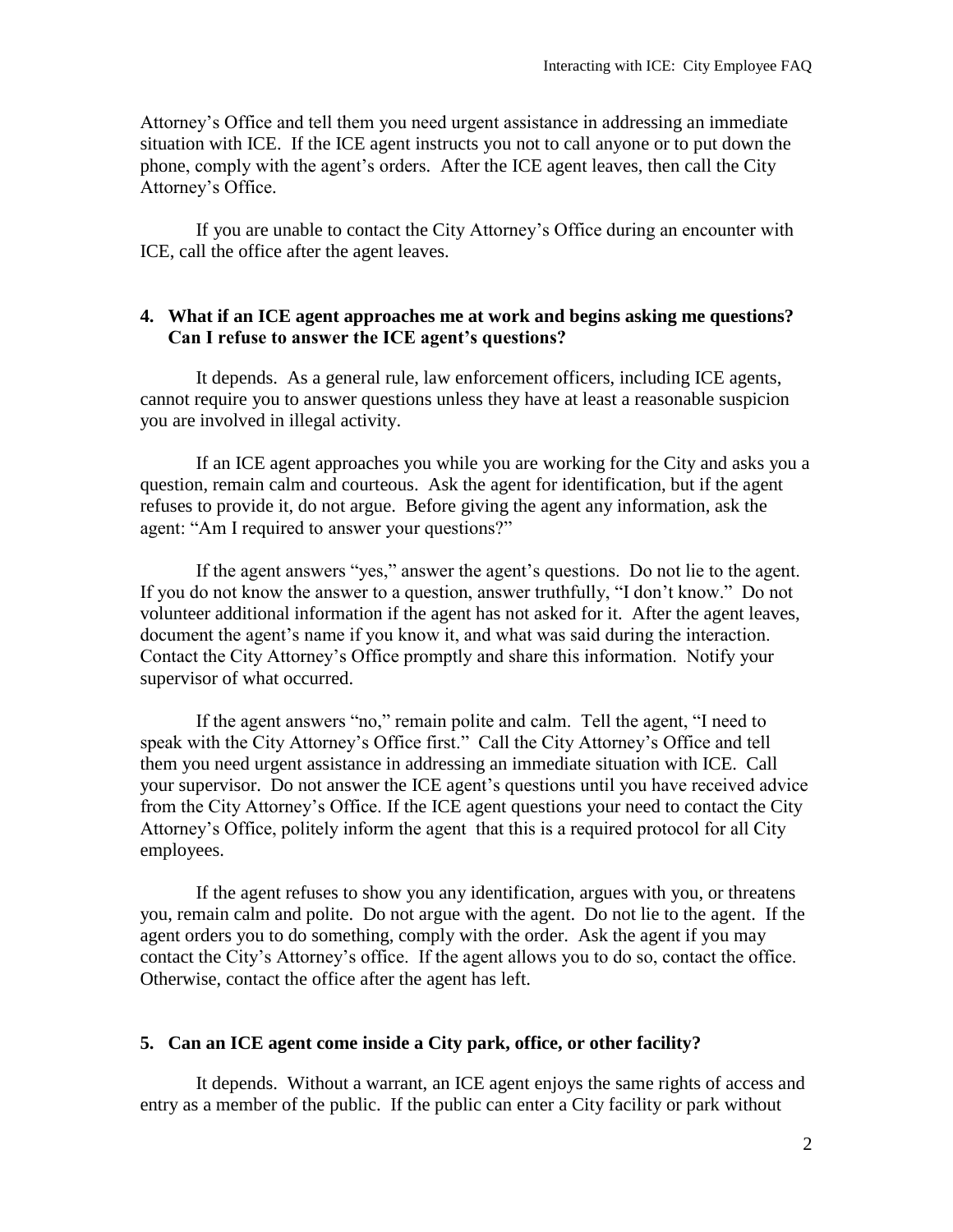Attorney's Office and tell them you need urgent assistance in addressing an immediate situation with ICE. If the ICE agent instructs you not to call anyone or to put down the phone, comply with the agent's orders. After the ICE agent leaves, then call the City Attorney's Office.

If you are unable to contact the City Attorney's Office during an encounter with ICE, call the office after the agent leaves.

### 4. What if an ICE agent approaches me at work and begins asking me questions? Can I refuse to answer the ICE agent's questions?

It depends. As a general rule, law enforcement officers, including ICE agents, cannot require you to answer questions unless they have at least a reasonable suspicion you are involved in illegal activity.

If an ICE agent approaches you while you are working for the City and asks you a question, remain calm and courteous. Ask the agent for identification, but if the agent refuses to provide it, do not argue. Before giving the agent any information, ask the agent: "Am I required to answer your questions?"

If the agent answers "yes," answer the agent's questions. Do not lie to the agent. If you do not know the answer to a question, answer truthfully, "I don't know." Do not volunteer additional information if the agent has not asked for it. After the agent leaves, document the agent's name if you know it, and what was said during the interaction. Contact the City Attorney's Office promptly and share this information. Notify your supervisor of what occurred.

If the agent answers "no," remain polite and calm. Tell the agent, "I need to speak with the City Attorney's Office first." Call the City Attorney's Office and tell them you need urgent assistance in addressing an immediate situation with ICE. Call your supervisor. Do not answer the ICE agent's questions until you have received advice from the City Attorney's Office. If the ICE agent questions your need to contact the City Attorney's Office, politely inform the agent that this is a required protocol for all City employees.

If the agent refuses to show you any identification, argues with you, or threatens you, remain calm and polite. Do not argue with the agent. Do not lie to the agent. If the agent orders you to do something, comply with the order. Ask the agent if you may contact the City's Attorney's office. If the agent allows you to do so, contact the office. Otherwise, contact the office after the agent has left.

### 5. Can an ICE agent come inside a City park, office, or other facility?

It depends. Without a warrant, an ICE agent enjoys the same rights of access and entry as a member of the public. If the public can enter a City facility or park without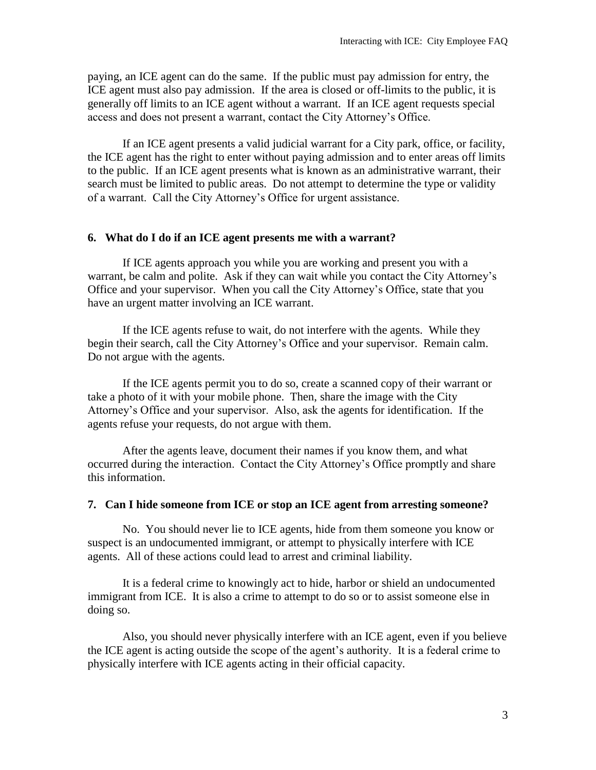paying, an ICE agent can do the same. If the public must pay admission for entry, the ICE agent must also pay admission. If the area is closed or off-limits to the public, it is generally off limits to an ICE agent without a warrant. If an ICE agent requests special access and does not present a warrant, contact the City Attorney's Office.

If an ICE agent presents a valid judicial warrant for a City park, office, or facility, the ICE agent has the right to enter without paying admission and to enter areas off limits to the public. If an ICE agent presents what is known as an administrative warrant, their search must be limited to public areas. Do not attempt to determine the type or validity of a warrant. Call the City Attorney's Office for urgent assistance.

### 6. What do I do if an ICE agent presents me with a warrant?

If ICE agents approach you while you are working and present you with a warrant, be calm and polite. Ask if they can wait while you contact the City Attorney's Office and your supervisor. When you call the City Attorney's Office, state that you have an urgent matter involving an ICE warrant.

If the ICE agents refuse to wait, do not interfere with the agents. While they begin their search, call the City Attorney's Office and your supervisor. Remain calm. Do not argue with the agents.

If the ICE agents permit you to do so, create a scanned copy of their warrant or take a photo of it with your mobile phone. Then, share the image with the City Attorney's Office and your supervisor. Also, ask the agents for identification. If the agents refuse your requests, do not argue with them.

After the agents leave, document their names if you know them, and what occurred during the interaction. Contact the City Attorney's Office promptly and share this information.

### 7. Can I hide someone from ICE or stop an ICE agent from arresting someone?

No. You should never lie to ICE agents, hide from them someone you know or suspect is an undocumented immigrant, or attempt to physically interfere with ICE agents. All of these actions could lead to arrest and criminal liability.

It is a federal crime to knowingly act to hide, harbor or shield an undocumented immigrant from ICE. It is also a crime to attempt to do so or to assist someone else in doing so.

Also, you should never physically interfere with an ICE agent, even if you believe the ICE agent is acting outside the scope of the agent's authority. It is a federal crime to physically interfere with ICE agents acting in their official capacity.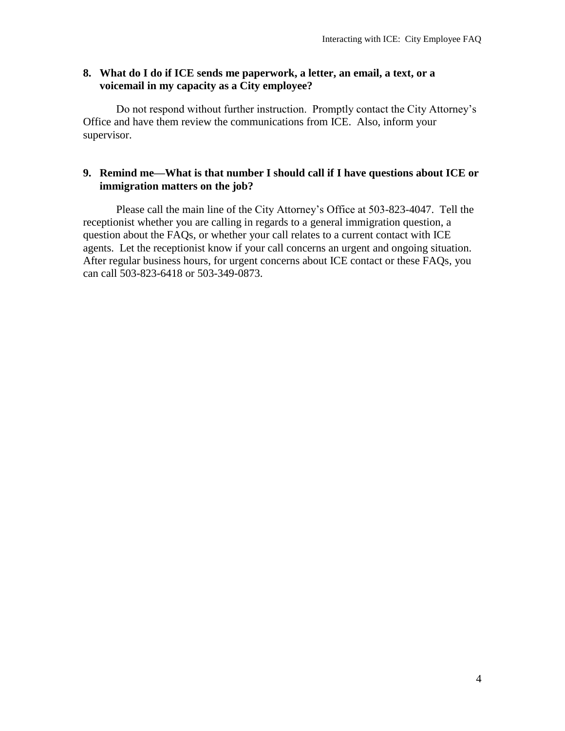**8. What do I do if ICE sends me paperwork, a letter, an email, a text, or a voicemail in my capacity as a City employee?**

Do not respond without further instruction. Promptly contact the City Attorney's Office and have them review the communications from ICE. Also, inform your supervisor.

**9. Remind me—What is that number I should call if I have questions about ICE or immigration matters on the job?**

Please call the main line of the City Attorney's Office at 503-823-4047. Tell the receptionist whether you are calling in regards to a general immigration question, a question about the FAQs, or whether your call relates to a current contact with ICE agents. Let the receptionist know if your call concerns an urgent and ongoing situation. After regular business hours, for urgent concerns about ICE contact or these FAQs, you can call 503-823-6418 or 503-349-0873.